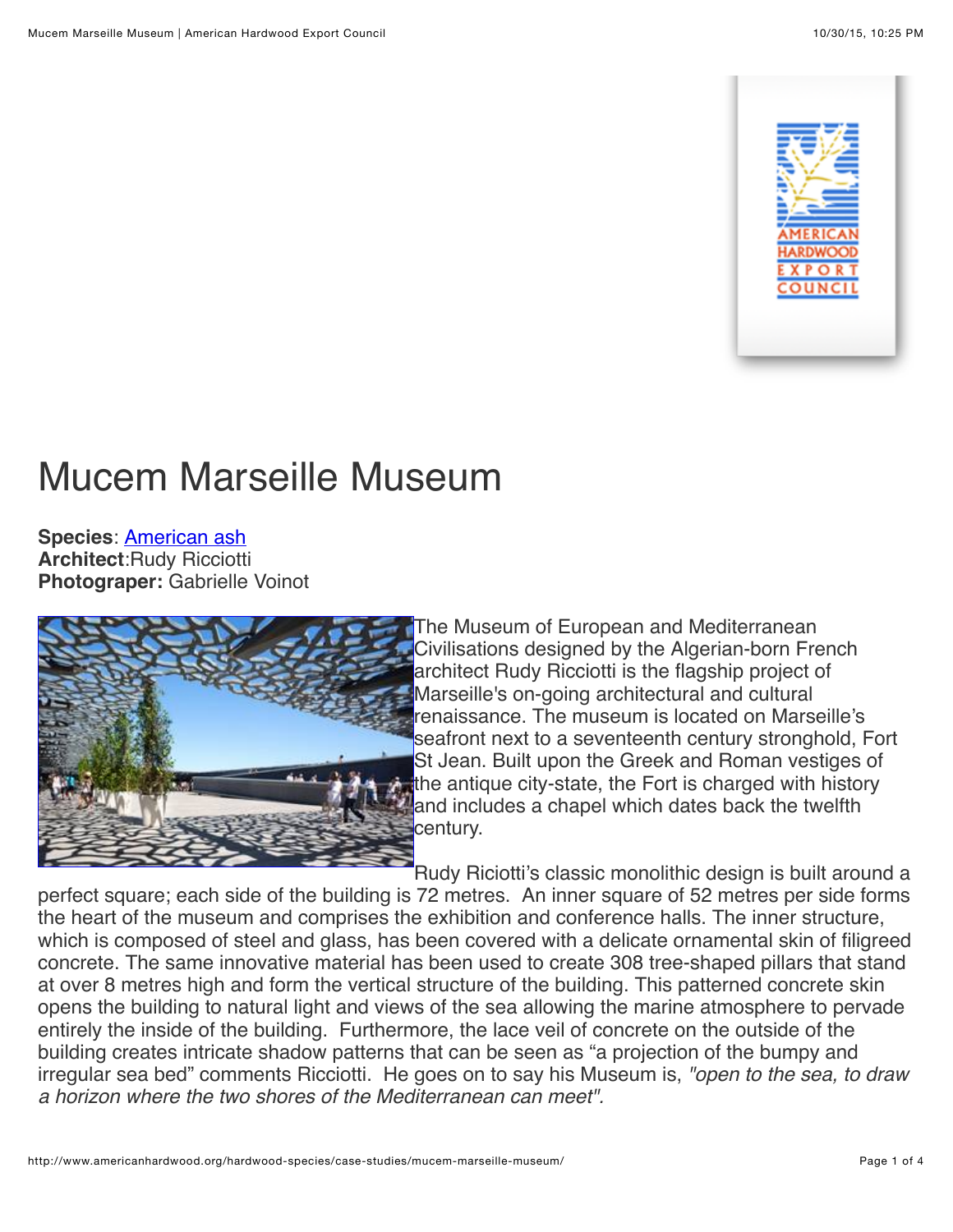AMERICAN HARDWOOD EXPORT COUNCIL

# Mucem Marseille Museum

**Species**: [American ash]
**Architect**:Rudy Ricciotti
**Photograper:** Gabrielle Voinot

The Museum of European and Mediterranean Civilisations designed by the Algerian-born French architect Rudy Ricciotti is the flagship project of Marseille's on-going architectural and cultural renaissance. The museum is located on Marseille's seafront next to a seventeenth century stronghold, Fort St Jean. Built upon the Greek and Roman vestiges of the antique city-state, the Fort is charged with history and includes a chapel which dates back the twelfth century.

Rudy Riciotti's classic monolithic design is built around a perfect square; each side of the building is 72 metres. An inner square of 52 metres per side forms the heart of the museum and comprises the exhibition and conference halls. The inner structure, which is composed of steel and glass, has been covered with a delicate ornamental skin of filigreed concrete. The same innovative material has been used to create 308 tree-shaped pillars that stand at over 8 metres high and form the vertical structure of the building. This patterned concrete skin opens the building to natural light and views of the sea allowing the marine atmosphere to pervade entirely the inside of the building. Furthermore, the lace veil of concrete on the outside of the building creates intricate shadow patterns that can be seen as "a projection of the bumpy and irregular sea bed" comments Ricciotti. He goes on to say his Museum is, *"open to the sea, to draw a horizon where the two shores of the Mediterranean can meet".*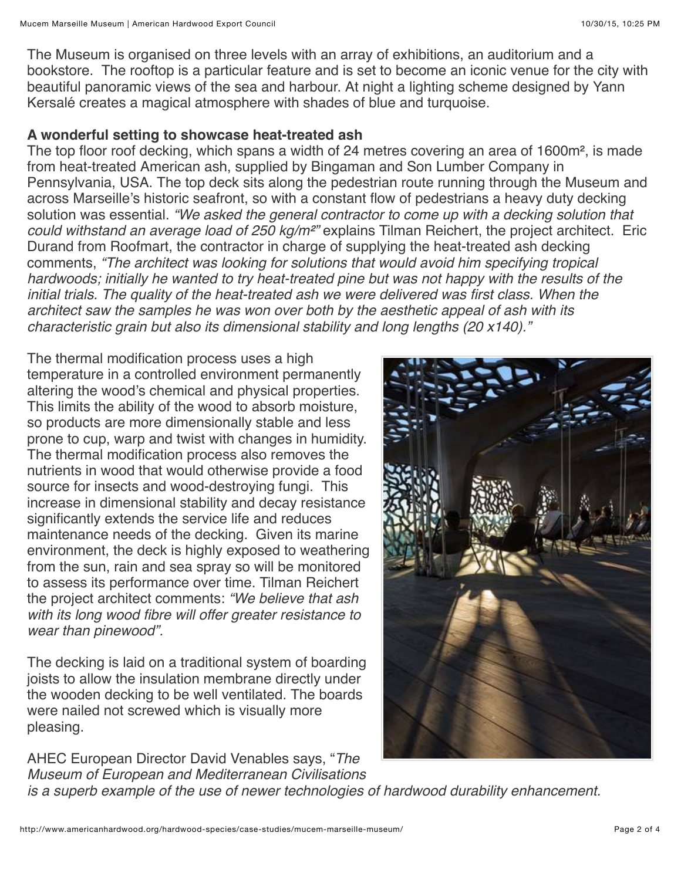The Museum is organised on three levels with an array of exhibitions, an auditorium and a bookstore. The rooftop is a particular feature and is set to become an iconic venue for the city with beautiful panoramic views of the sea and harbour. At night a lighting scheme designed by Yann Kersalé creates a magical atmosphere with shades of blue and turquoise.

**A wonderful setting to showcase heat-treated ash**

The top floor roof decking, which spans a width of 24 metres covering an area of 1600m², is made from heat-treated American ash, supplied by Bingaman and Son Lumber Company in Pennsylvania, USA. The top deck sits along the pedestrian route running through the Museum and across Marseille's historic seafront, so with a constant flow of pedestrians a heavy duty decking solution was essential. *"We asked the general contractor to come up with a decking solution that could withstand an average load of 250 kg/m²"* explains Tilman Reichert, the project architect. Eric Durand from Roofmart, the contractor in charge of supplying the heat-treated ash decking comments, *"The architect was looking for solutions that would avoid him specifying tropical hardwoods; initially he wanted to try heat-treated pine but was not happy with the results of the initial trials. The quality of the heat-treated ash we were delivered was first class. When the architect saw the samples he was won over both by the aesthetic appeal of ash with its characteristic grain but also its dimensional stability and long lengths (20 x140)."*

The thermal modification process uses a high temperature in a controlled environment permanently altering the wood's chemical and physical properties. This limits the ability of the wood to absorb moisture, so products are more dimensionally stable and less prone to cup, warp and twist with changes in humidity. The thermal modification process also removes the nutrients in wood that would otherwise provide a food source for insects and wood-destroying fungi. This increase in dimensional stability and decay resistance significantly extends the service life and reduces maintenance needs of the decking. Given its marine environment, the deck is highly exposed to weathering from the sun, rain and sea spray so will be monitored to assess its performance over time. Tilman Reichert the project architect comments: *"We believe that ash with its long wood fibre will offer greater resistance to wear than pinewood".*

The decking is laid on a traditional system of boarding joists to allow the insulation membrane directly under the wooden decking to be well ventilated. The boards were nailed not screwed which is visually more pleasing.

AHEC European Director David Venables says, "*The Museum of European and Mediterranean Civilisations is a superb example of the use of newer technologies of hardwood durability enhancement.*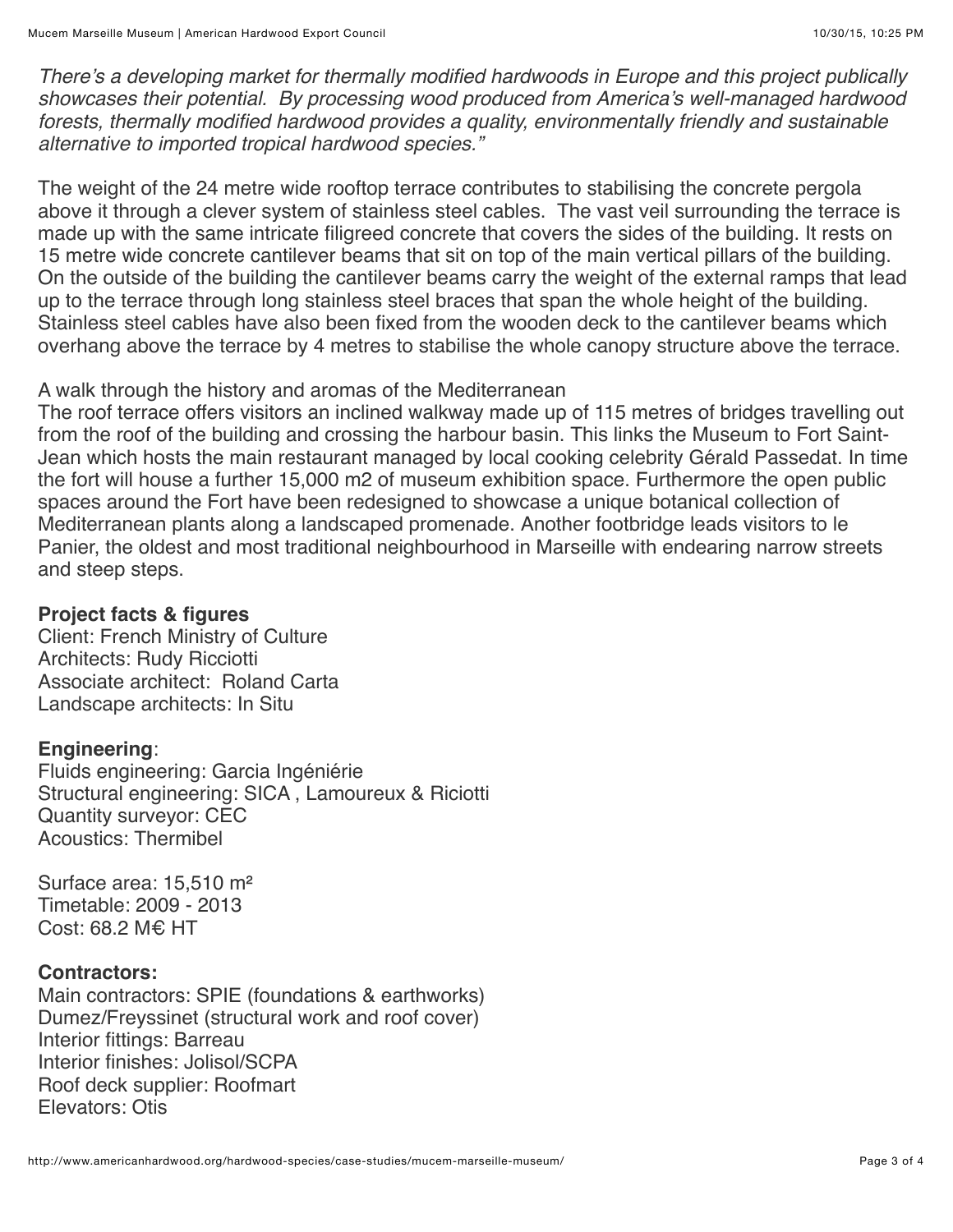*There's a developing market for thermally modified hardwoods in Europe and this project publically showcases their potential. By processing wood produced from America's well-managed hardwood forests, thermally modified hardwood provides a quality, environmentally friendly and sustainable alternative to imported tropical hardwood species."*

The weight of the 24 metre wide rooftop terrace contributes to stabilising the concrete pergola above it through a clever system of stainless steel cables. The vast veil surrounding the terrace is made up with the same intricate filigreed concrete that covers the sides of the building. It rests on 15 metre wide concrete cantilever beams that sit on top of the main vertical pillars of the building. On the outside of the building the cantilever beams carry the weight of the external ramps that lead up to the terrace through long stainless steel braces that span the whole height of the building. Stainless steel cables have also been fixed from the wooden deck to the cantilever beams which overhang above the terrace by 4 metres to stabilise the whole canopy structure above the terrace.

A walk through the history and aromas of the Mediterranean

The roof terrace offers visitors an inclined walkway made up of 115 metres of bridges travelling out from the roof of the building and crossing the harbour basin. This links the Museum to Fort Saint-Jean which hosts the main restaurant managed by local cooking celebrity Gérald Passedat. In time the fort will house a further 15,000 m2 of museum exhibition space. Furthermore the open public spaces around the Fort have been redesigned to showcase a unique botanical collection of Mediterranean plants along a landscaped promenade. Another footbridge leads visitors to le Panier, the oldest and most traditional neighbourhood in Marseille with endearing narrow streets and steep steps.

**Project facts & figures**

Client: French Ministry of Culture
Architects: Rudy Ricciotti
Associate architect: Roland Carta
Landscape architects: In Situ

**Engineering**:

Fluids engineering: Garcia Ingéniérie
Structural engineering: SICA , Lamoureux & Riciotti
Quantity surveyor: CEC
Acoustics: Thermibel

Surface area: 15,510 m²
Timetable: 2009 - 2013
Cost: 68.2 M€ HT

**Contractors:**

Main contractors: SPIE (foundations & earthworks)
Dumez/Freyssinet (structural work and roof cover)
Interior fittings: Barreau
Interior finishes: Jolisol/SCPA
Roof deck supplier: Roofmart
Elevators: Otis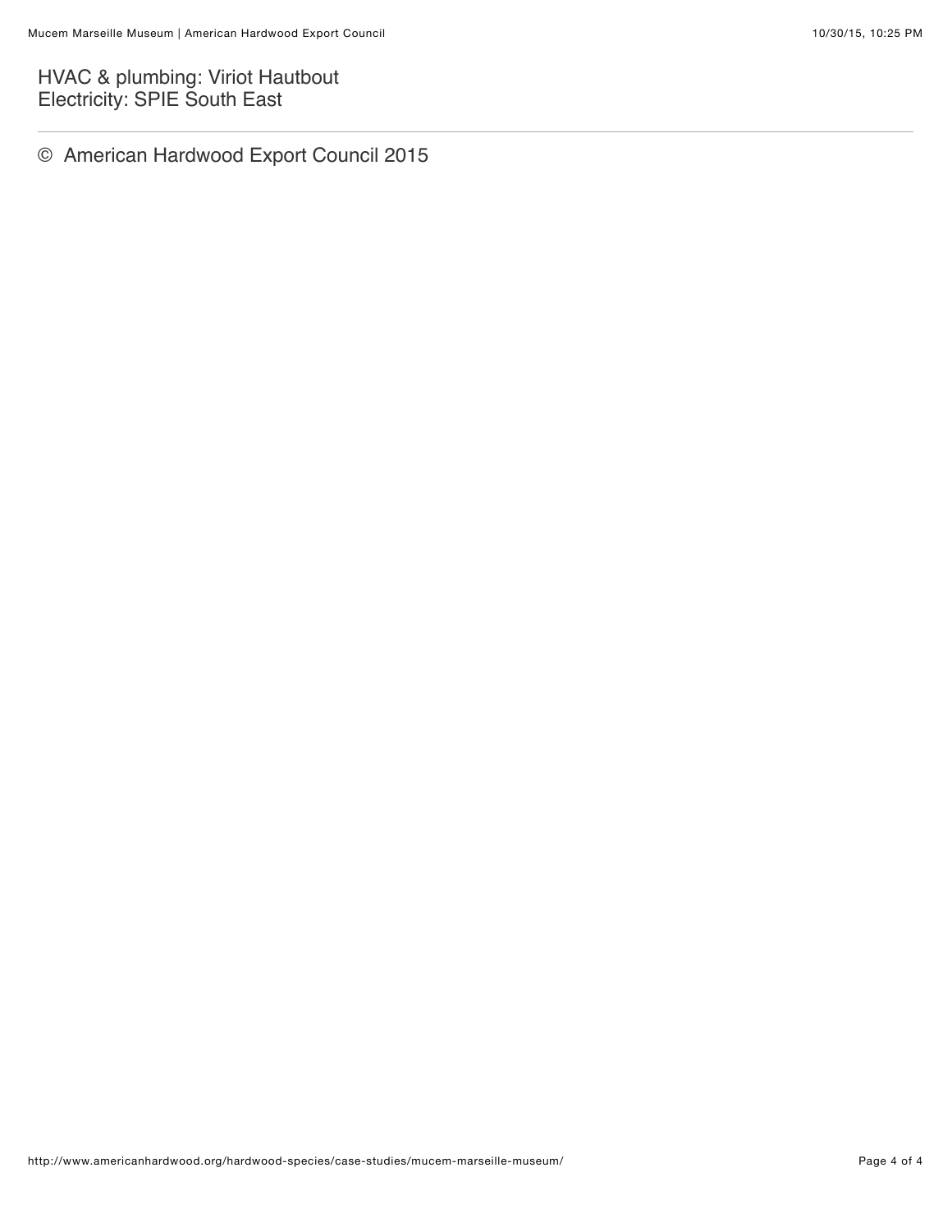HVAC & plumbing: Viriot Hautbout
Electricity: SPIE South East

---

© American Hardwood Export Council 2015